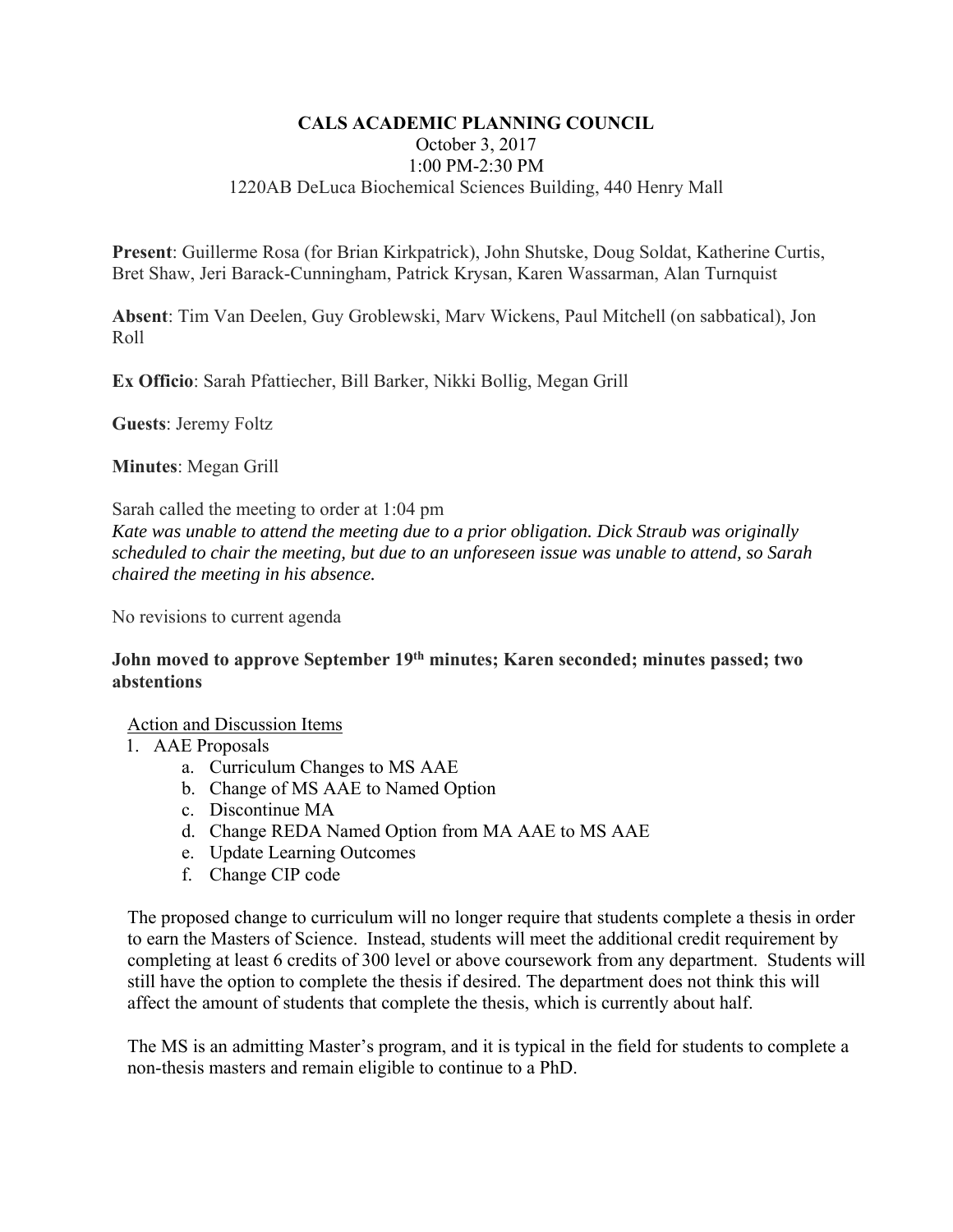**CALS ACADEMIC PLANNING COUNCIL**

October 3, 2017

1:00 PM-2:30 PM

1220AB DeLuca Biochemical Sciences Building, 440 Henry Mall

**Present**: Guillerme Rosa (for Brian Kirkpatrick), John Shutske, Doug Soldat, Katherine Curtis, Bret Shaw, Jeri Barack-Cunningham, Patrick Krysan, Karen Wassarman, Alan Turnquist

**Absent**: Tim Van Deelen, Guy Groblewski, Marv Wickens, Paul Mitchell (on sabbatical), Jon Roll

**Ex Officio**: Sarah Pfattiecher, Bill Barker, Nikki Bollig, Megan Grill

**Guests**: Jeremy Foltz

**Minutes**: Megan Grill

Sarah called the meeting to order at 1:04 pm

*Kate was unable to attend the meeting due to a prior obligation. Dick Straub was originally scheduled to chair the meeting, but due to an unforeseen issue was unable to attend, so Sarah chaired the meeting in his absence.*

No revisions to current agenda

**John moved to approve September 19th minutes; Karen seconded; minutes passed; two abstentions**

Action and Discussion Items

1. AAE Proposals
   a. Curriculum Changes to MS AAE
   b. Change of MS AAE to Named Option
   c. Discontinue MA
   d. Change REDA Named Option from MA AAE to MS AAE
   e. Update Learning Outcomes
   f. Change CIP code

   The proposed change to curriculum will no longer require that students complete a thesis in order to earn the Masters of Science. Instead, students will meet the additional credit requirement by completing at least 6 credits of 300 level or above coursework from any department. Students will still have the option to complete the thesis if desired. The department does not think this will affect the amount of students that complete the thesis, which is currently about half.

   The MS is an admitting Master's program, and it is typical in the field for students to complete a non-thesis masters and remain eligible to continue to a PhD.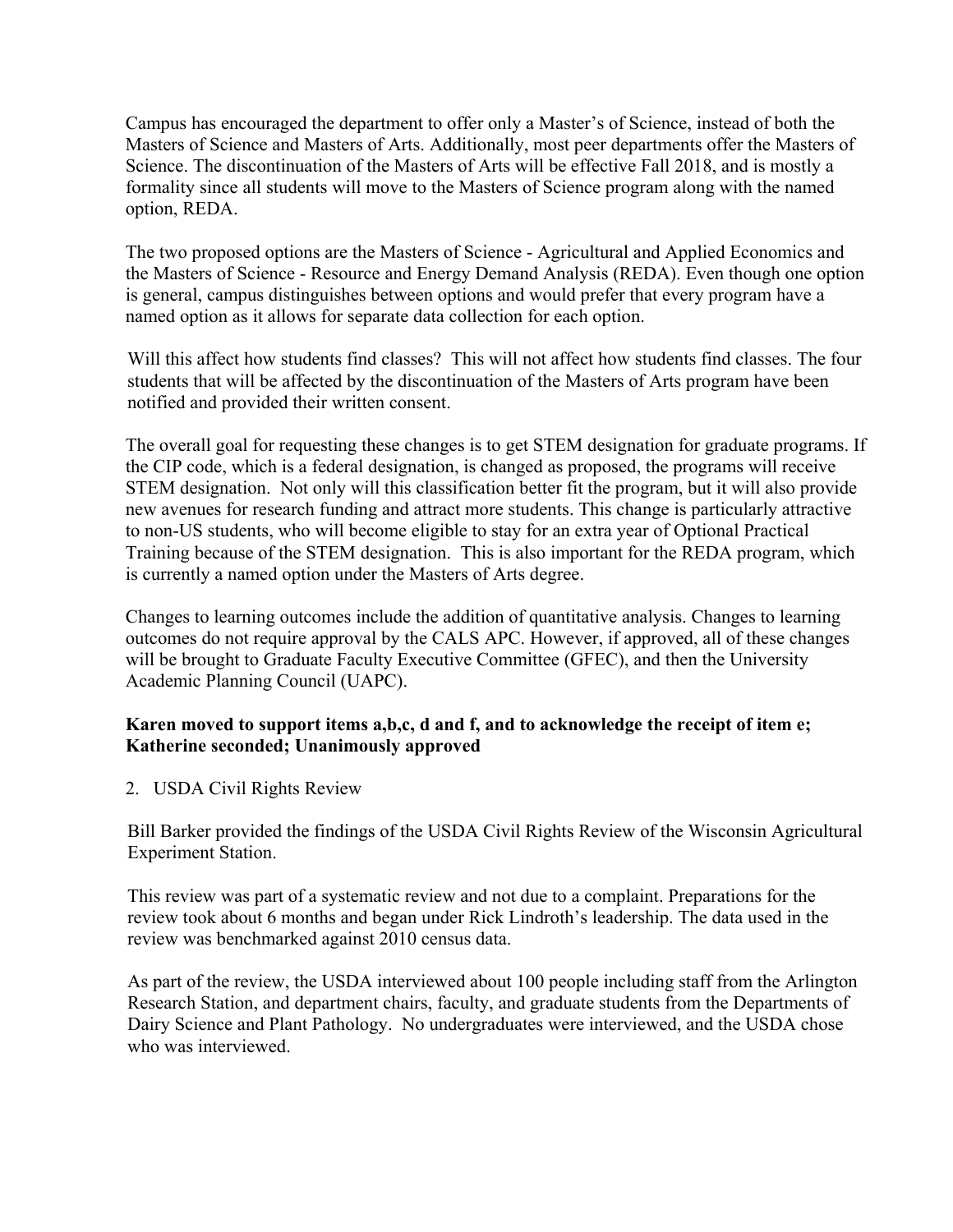Campus has encouraged the department to offer only a Master's of Science, instead of both the Masters of Science and Masters of Arts. Additionally, most peer departments offer the Masters of Science. The discontinuation of the Masters of Arts will be effective Fall 2018, and is mostly a formality since all students will move to the Masters of Science program along with the named option, REDA.

The two proposed options are the Masters of Science - Agricultural and Applied Economics and the Masters of Science - Resource and Energy Demand Analysis (REDA). Even though one option is general, campus distinguishes between options and would prefer that every program have a named option as it allows for separate data collection for each option.

Will this affect how students find classes? This will not affect how students find classes. The four students that will be affected by the discontinuation of the Masters of Arts program have been notified and provided their written consent.

The overall goal for requesting these changes is to get STEM designation for graduate programs. If the CIP code, which is a federal designation, is changed as proposed, the programs will receive STEM designation. Not only will this classification better fit the program, but it will also provide new avenues for research funding and attract more students. This change is particularly attractive to non-US students, who will become eligible to stay for an extra year of Optional Practical Training because of the STEM designation. This is also important for the REDA program, which is currently a named option under the Masters of Arts degree.

Changes to learning outcomes include the addition of quantitative analysis. Changes to learning outcomes do not require approval by the CALS APC. However, if approved, all of these changes will be brought to Graduate Faculty Executive Committee (GFEC), and then the University Academic Planning Council (UAPC).

**Karen moved to support items a,b,c, d and f, and to acknowledge the receipt of item e; Katherine seconded; Unanimously approved**

2. USDA Civil Rights Review

Bill Barker provided the findings of the USDA Civil Rights Review of the Wisconsin Agricultural Experiment Station.

This review was part of a systematic review and not due to a complaint. Preparations for the review took about 6 months and began under Rick Lindroth's leadership. The data used in the review was benchmarked against 2010 census data.

As part of the review, the USDA interviewed about 100 people including staff from the Arlington Research Station, and department chairs, faculty, and graduate students from the Departments of Dairy Science and Plant Pathology. No undergraduates were interviewed, and the USDA chose who was interviewed.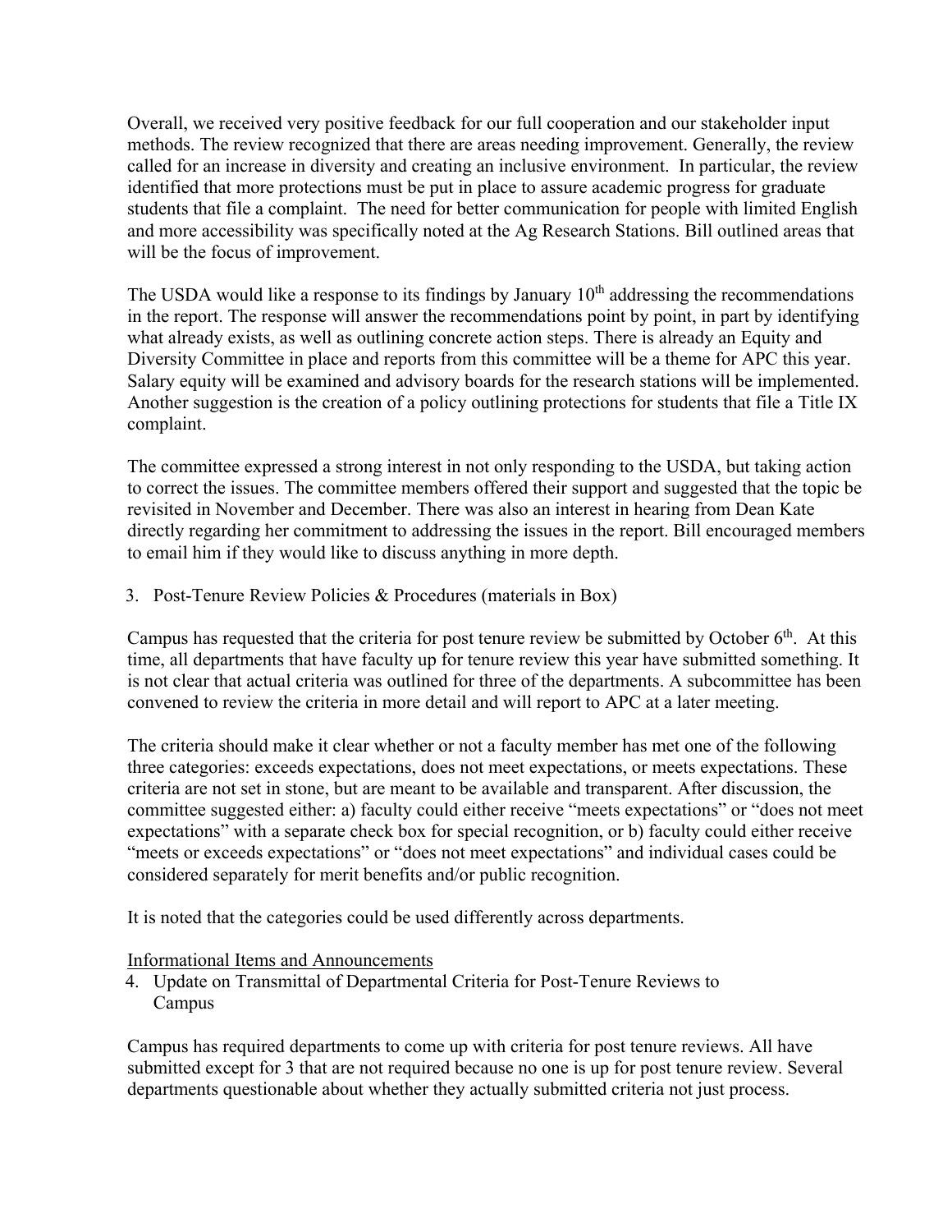Overall, we received very positive feedback for our full cooperation and our stakeholder input methods. The review recognized that there are areas needing improvement. Generally, the review called for an increase in diversity and creating an inclusive environment. In particular, the review identified that more protections must be put in place to assure academic progress for graduate students that file a complaint. The need for better communication for people with limited English and more accessibility was specifically noted at the Ag Research Stations. Bill outlined areas that will be the focus of improvement.

The USDA would like a response to its findings by January 10th addressing the recommendations in the report. The response will answer the recommendations point by point, in part by identifying what already exists, as well as outlining concrete action steps. There is already an Equity and Diversity Committee in place and reports from this committee will be a theme for APC this year. Salary equity will be examined and advisory boards for the research stations will be implemented. Another suggestion is the creation of a policy outlining protections for students that file a Title IX complaint.

The committee expressed a strong interest in not only responding to the USDA, but taking action to correct the issues. The committee members offered their support and suggested that the topic be revisited in November and December. There was also an interest in hearing from Dean Kate directly regarding her commitment to addressing the issues in the report. Bill encouraged members to email him if they would like to discuss anything in more depth.

3. Post-Tenure Review Policies & Procedures (materials in Box)

Campus has requested that the criteria for post tenure review be submitted by October 6th. At this time, all departments that have faculty up for tenure review this year have submitted something. It is not clear that actual criteria was outlined for three of the departments. A subcommittee has been convened to review the criteria in more detail and will report to APC at a later meeting.

The criteria should make it clear whether or not a faculty member has met one of the following three categories: exceeds expectations, does not meet expectations, or meets expectations. These criteria are not set in stone, but are meant to be available and transparent. After discussion, the committee suggested either: a) faculty could either receive "meets expectations" or "does not meet expectations" with a separate check box for special recognition, or b) faculty could either receive "meets or exceeds expectations" or "does not meet expectations" and individual cases could be considered separately for merit benefits and/or public recognition.

It is noted that the categories could be used differently across departments.

<u>Informational Items and Announcements</u>

4. Update on Transmittal of Departmental Criteria for Post-Tenure Reviews to Campus

Campus has required departments to come up with criteria for post tenure reviews. All have submitted except for 3 that are not required because no one is up for post tenure review. Several departments questionable about whether they actually submitted criteria not just process.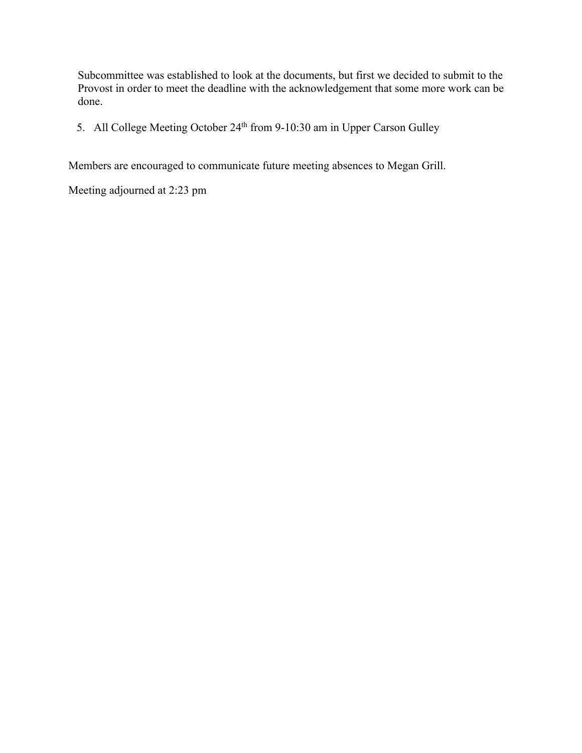Subcommittee was established to look at the documents, but first we decided to submit to the Provost in order to meet the deadline with the acknowledgement that some more work can be done.

5. All College Meeting October 24th from 9-10:30 am in Upper Carson Gulley

Members are encouraged to communicate future meeting absences to Megan Grill.

Meeting adjourned at 2:23 pm